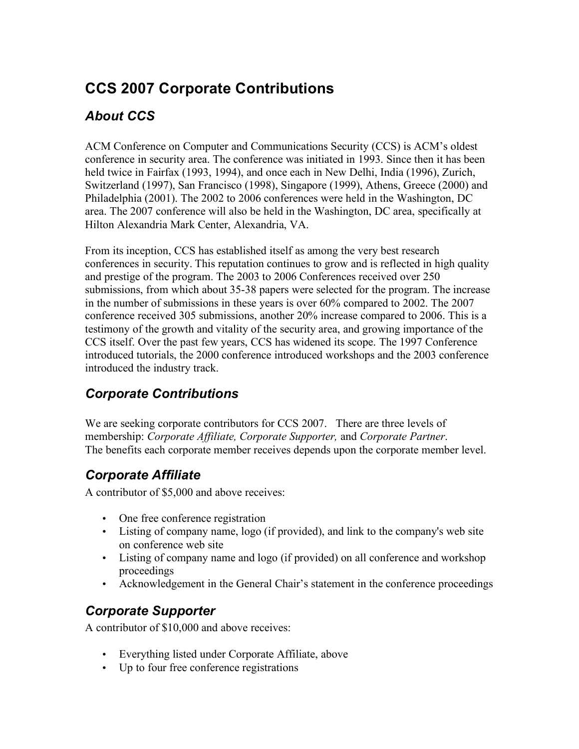# CCS 2007 Corporate Contributions

## *About CCS*

ACM Conference on Computer and Communications Security (CCS) is ACM's oldest conference in security area. The conference was initiated in 1993. Since then it has been held twice in Fairfax (1993, 1994), and once each in New Delhi, India (1996), Zurich, Switzerland (1997), San Francisco (1998), Singapore (1999), Athens, Greece (2000) and Philadelphia (2001). The 2002 to 2006 conferences were held in the Washington, DC area. The 2007 conference will also be held in the Washington, DC area, specifically at Hilton Alexandria Mark Center, Alexandria, VA.

From its inception, CCS has established itself as among the very best research conferences in security. This reputation continues to grow and is reflected in high quality and prestige of the program. The 2003 to 2006 Conferences received over 250 submissions, from which about 35-38 papers were selected for the program. The increase in the number of submissions in these years is over 60% compared to 2002. The 2007 conference received 305 submissions, another 20% increase compared to 2006. This is a testimony of the growth and vitality of the security area, and growing importance of the CCS itself. Over the past few years, CCS has widened its scope. The 1997 Conference introduced tutorials, the 2000 conference introduced workshops and the 2003 conference introduced the industry track.

## *Corporate Contributions*

We are seeking corporate contributors for CCS 2007. There are three levels of membership: *Corporate Affiliate, Corporate Supporter,* and *Corporate Partner*. The benefits each corporate member receives depends upon the corporate member level.

## *Corporate Affiliate*

A contributor of $5,000 and above receives:

- One free conference registration
- Listing of company name, logo (if provided), and link to the company's web site on conference web site
- Listing of company name and logo (if provided) on all conference and workshop proceedings
- Acknowledgement in the General Chair's statement in the conference proceedings

## *Corporate Supporter*

A contributor of $10,000 and above receives:

- Everything listed under Corporate Affiliate, above
- Up to four free conference registrations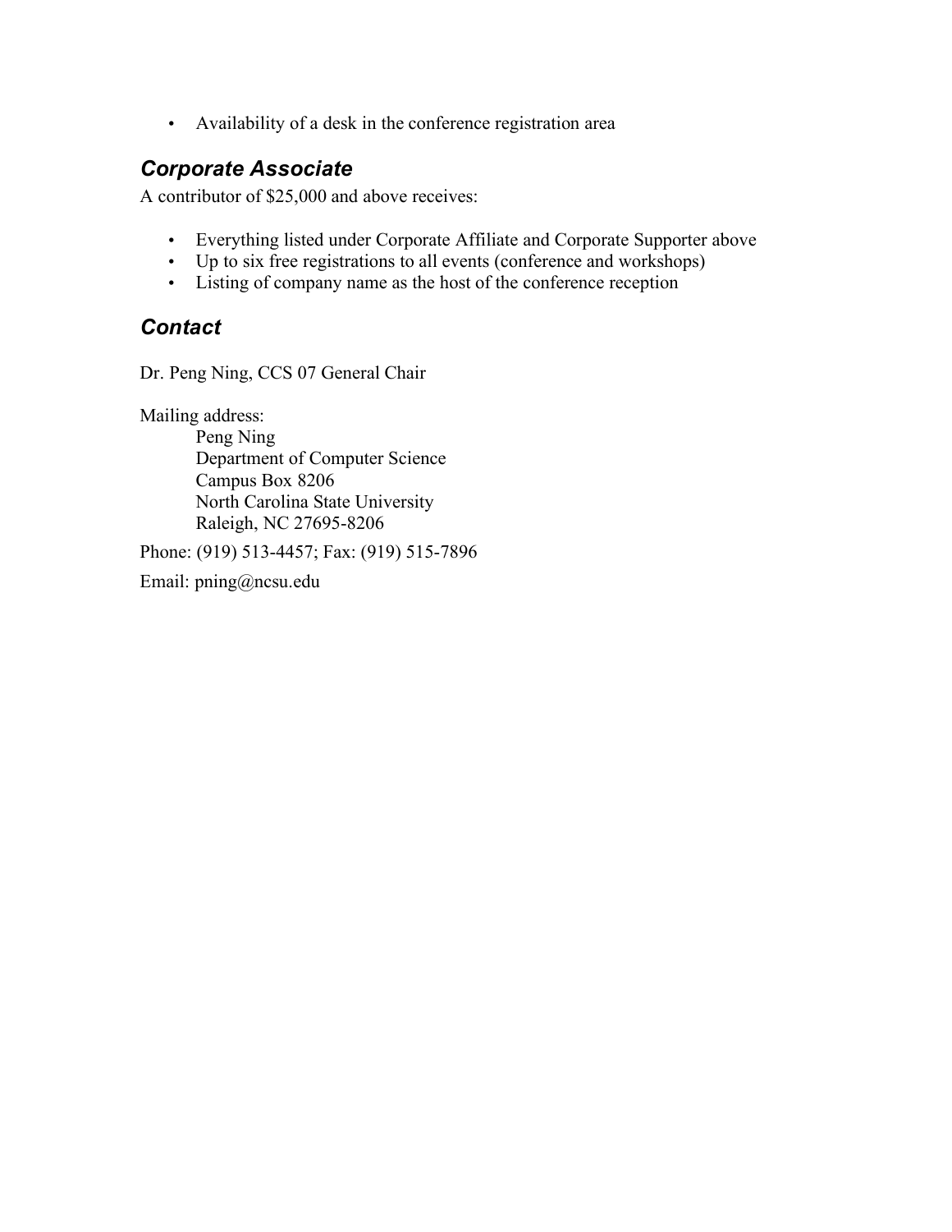- Availability of a desk in the conference registration area

## *Corporate Associate*

A contributor of $25,000 and above receives:

- Everything listed under Corporate Affiliate and Corporate Supporter above
- Up to six free registrations to all events (conference and workshops)
- Listing of company name as the host of the conference reception

## *Contact*

Dr. Peng Ning, CCS 07 General Chair

Mailing address:

Peng Ning
Department of Computer Science
Campus Box 8206
North Carolina State University
Raleigh, NC 27695-8206

Phone: (919) 513-4457; Fax: (919) 515-7896

Email: pning@ncsu.edu